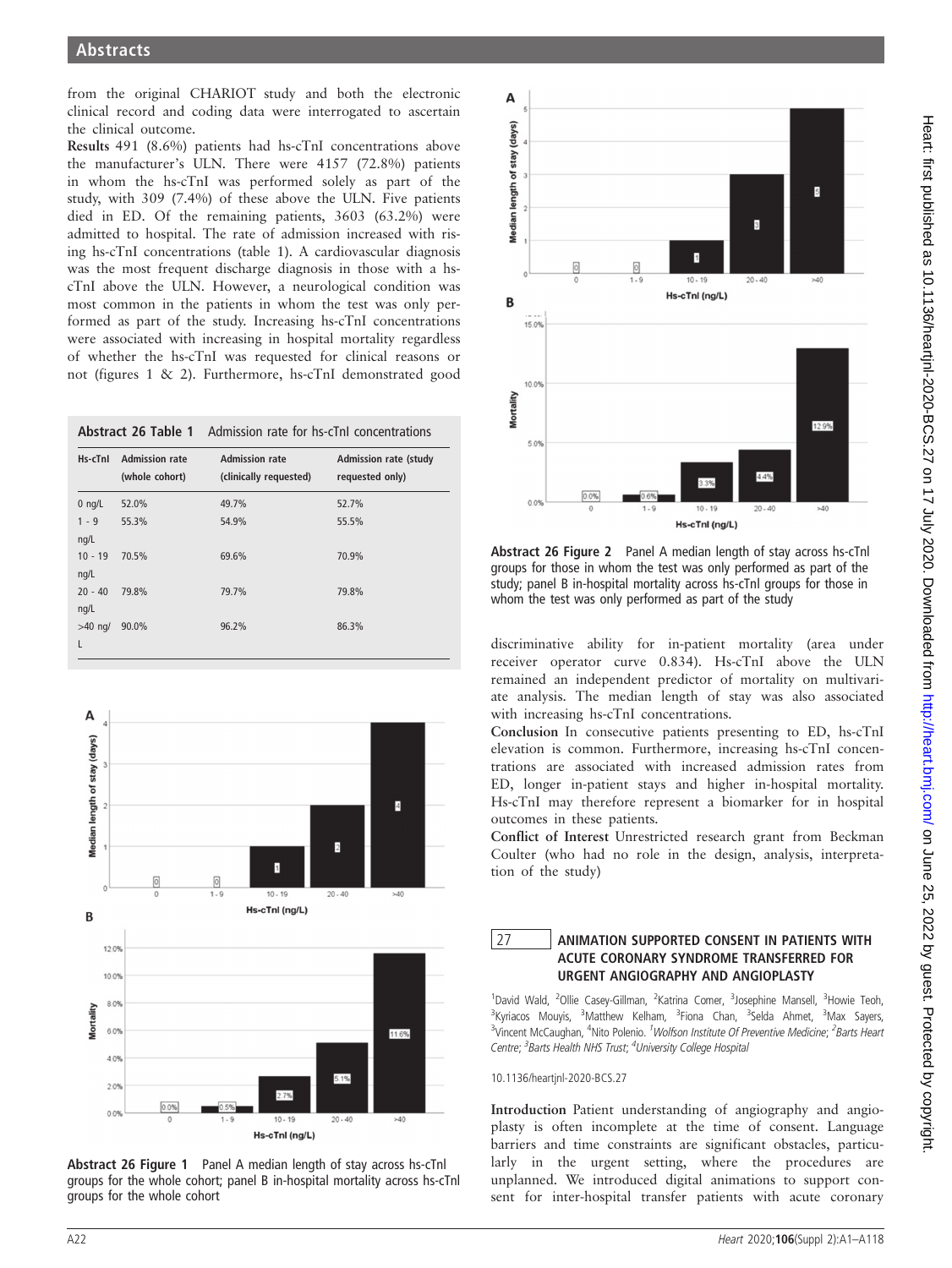from the original CHARIOT study and both the electronic clinical record and coding data were interrogated to ascertain the clinical outcome.

**Results** 491 (8.6%) patients had hs-cTnI concentrations above the manufacturer's ULN. There were 4157 (72.8%) patients in whom the hs-cTnI was performed solely as part of the study, with 309 (7.4%) of these above the ULN. Five patients died in ED. Of the remaining patients, 3603 (63.2%) were admitted to hospital. The rate of admission increased with rising hs-cTnI concentrations (table 1). A cardiovascular diagnosis was the most frequent discharge diagnosis in those with a hs-cTnI above the ULN. However, a neurological condition was most common in the patients in whom the test was only performed as part of the study. Increasing hs-cTnI concentrations were associated with increasing in hospital mortality regardless of whether the hs-cTnI was requested for clinical reasons or not (figures 1 & 2). Furthermore, hs-cTnI demonstrated good discriminative ability for in-patient mortality (area under receiver operator curve 0.834). Hs-cTnI above the ULN remained an independent predictor of mortality on multivariate analysis. The median length of stay was also associated with increasing hs-cTnI concentrations.

**Conclusion** In consecutive patients presenting to ED, hs-cTnI elevation is common. Furthermore, increasing hs-cTnI concentrations are associated with increased admission rates from ED, longer in-patient stays and higher in-hospital mortality. Hs-cTnI may therefore represent a biomarker for in hospital outcomes in these patients.

**Conflict of Interest** Unrestricted research grant from Beckman Coulter (who had no role in the design, analysis, interpretation of the study)

**Abstract 26 Table 1** Admission rate for hs-cTnI concentrations

| Hs-cTnI | Admission rate (whole cohort) | Admission rate (clinically requested) | Admission rate (study requested only) |
|---|---|---|---|
| 0 ng/L | 52.0% | 49.7% | 52.7% |
| 1 - 9 ng/L | 55.3% | 54.9% | 55.5% |
| 10 - 19 ng/L | 70.5% | 69.6% | 70.9% |
| 20 - 40 ng/L | 79.8% | 79.7% | 79.8% |
| >40 ng/L | 90.0% | 96.2% | 86.3% |

**Abstract 26 Figure 1** Panel A median length of stay across hs-cTnI groups for the whole cohort; panel B in-hospital mortality across hs-cTnI groups for the whole cohort

**Abstract 26 Figure 2** Panel A median length of stay across hs-cTnI groups for those in whom the test was only performed as part of the study; panel B in-hospital mortality across hs-cTnI groups for those in whom the test was only performed as part of the study

## 27 ANIMATION SUPPORTED CONSENT IN PATIENTS WITH ACUTE CORONARY SYNDROME TRANSFERRED FOR URGENT ANGIOGRAPHY AND ANGIOPLASTY

[1]David Wald, [2]Ollie Casey-Gillman, [3]Katrina Comer, [3]Josephine Mansell, [3]Howie Teoh, [3]Kyriacos Mouyis, [3]Matthew Kelham, [3]Fiona Chan, [3]Selda Ahmet, [3]Max Sayers, [3]Vincent McCaughan, [4]Nito Polenio. *[1]Wolfson Institute Of Preventive Medicine; [2]Barts Heart Centre; [3]Barts Health NHS Trust; [4]University College Hospital*

10.1136/heartjnl-2020-BCS.27

**Introduction** Patient understanding of angiography and angioplasty is often incomplete at the time of consent. Language barriers and time constraints are significant obstacles, particularly in the urgent setting, where the procedures are unplanned. We introduced digital animations to support consent for inter-hospital transfer patients with acute coronary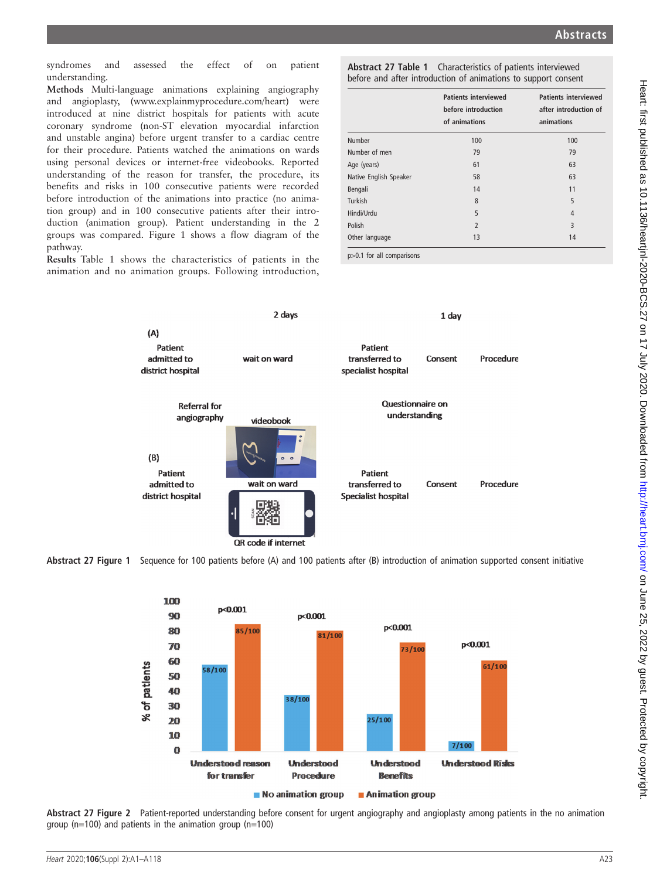syndromes and assessed the effect of on patient understanding.

**Methods** Multi-language animations explaining angiography and angioplasty, (www.explainmyprocedure.com/heart) were introduced at nine district hospitals for patients with acute coronary syndrome (non-ST elevation myocardial infarction and unstable angina) before urgent transfer to a cardiac centre for their procedure. Patients watched the animations on wards using personal devices or internet-free videobooks. Reported understanding of the reason for transfer, the procedure, its benefits and risks in 100 consecutive patients were recorded before introduction of the animations into practice (no animation group) and in 100 consecutive patients after their introduction (animation group). Patient understanding in the 2 groups was compared. Figure 1 shows a flow diagram of the pathway.

**Results** Table 1 shows the characteristics of patients in the animation and no animation groups. Following introduction,

**Abstract 27 Table 1** Characteristics of patients interviewed before and after introduction of animations to support consent

| | Patients interviewed before introduction of animations | Patients interviewed after introduction of animations |
|---|---|---|
| Number | 100 | 100 |
| Number of men | 79 | 79 |
| Age (years) | 61 | 63 |
| Native English Speaker | 58 | 63 |
| Bengali | 14 | 11 |
| Turkish | 8 | 5 |
| Hindi/Urdu | 5 | 4 |
| Polish | 2 | 3 |
| Other language | 13 | 14 |

p>0.1 for all comparisons

**Abstract 27 Figure 1** Sequence for 100 patients before (A) and 100 patients after (B) introduction of animation supported consent initiative

**Abstract 27 Figure 2** Patient-reported understanding before consent for urgent angiography and angioplasty among patients in the no animation group (n=100) and patients in the animation group (n=100)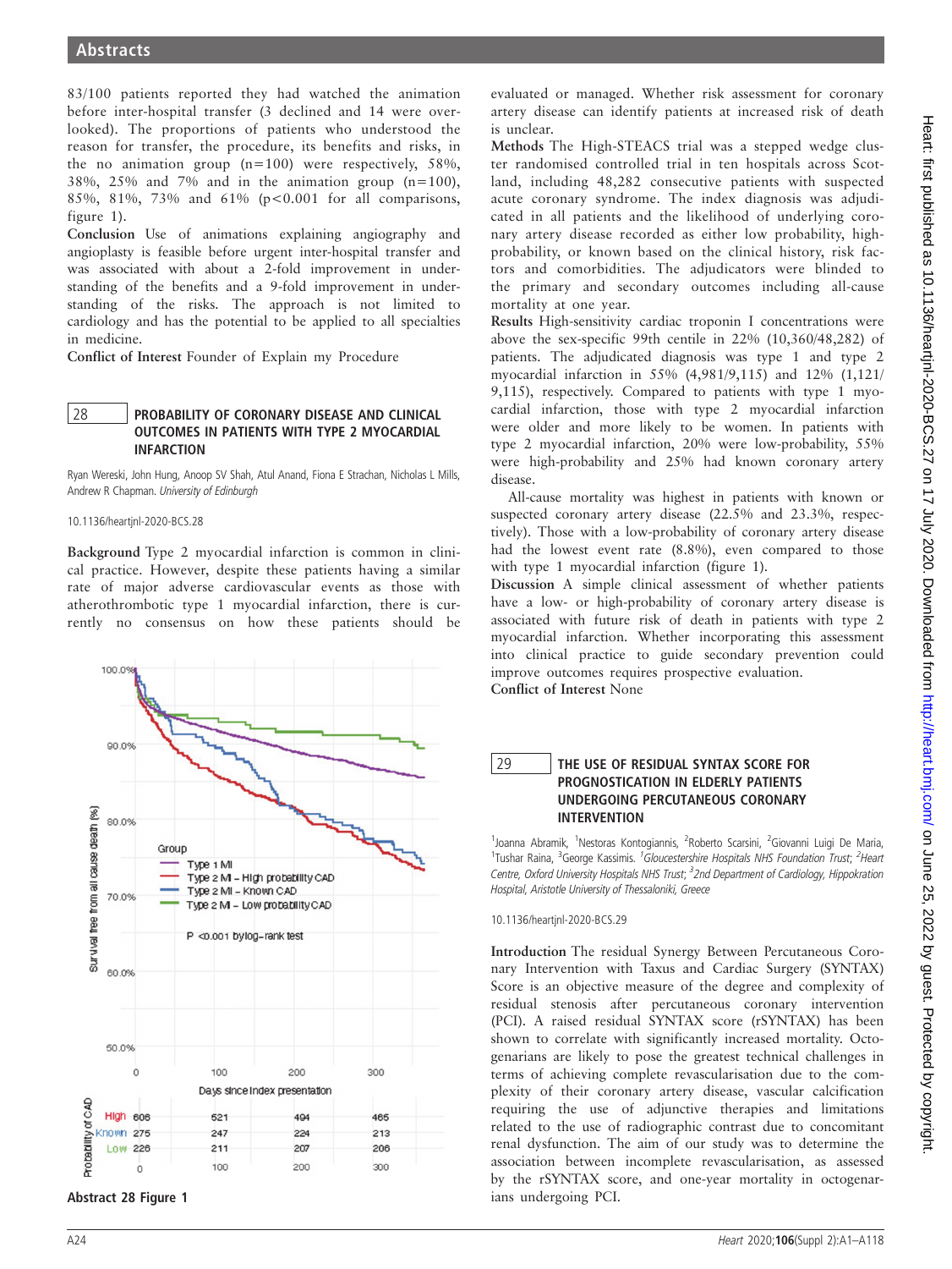83/100 patients reported they had watched the animation before inter-hospital transfer (3 declined and 14 were overlooked). The proportions of patients who understood the reason for transfer, the procedure, its benefits and risks, in the no animation group (n=100) were respectively, 58%, 38%, 25% and 7% and in the animation group (n=100), 85%, 81%, 73% and 61% (p<0.001 for all comparisons, figure 1).

**Conclusion** Use of animations explaining angiography and angioplasty is feasible before urgent inter-hospital transfer and was associated with about a 2-fold improvement in understanding of the benefits and a 9-fold improvement in understanding of the risks. The approach is not limited to cardiology and has the potential to be applied to all specialties in medicine.

**Conflict of Interest** Founder of Explain my Procedure

## 28 PROBABILITY OF CORONARY DISEASE AND CLINICAL OUTCOMES IN PATIENTS WITH TYPE 2 MYOCARDIAL INFARCTION

Ryan Wereski, John Hung, Anoop SV Shah, Atul Anand, Fiona E Strachan, Nicholas L Mills, Andrew R Chapman. *University of Edinburgh*

10.1136/heartjnl-2020-BCS.28

**Background** Type 2 myocardial infarction is common in clinical practice. However, despite these patients having a similar rate of major adverse cardiovascular events as those with atherothrombotic type 1 myocardial infarction, there is currently no consensus on how these patients should be evaluated or managed. Whether risk assessment for coronary artery disease can identify patients at increased risk of death is unclear.

**Methods** The High-STEACS trial was a stepped wedge cluster randomised controlled trial in ten hospitals across Scotland, including 48,282 consecutive patients with suspected acute coronary syndrome. The index diagnosis was adjudicated in all patients and the likelihood of underlying coronary artery disease recorded as either low probability, high-probability, or known based on the clinical history, risk factors and comorbidities. The adjudicators were blinded to the primary and secondary outcomes including all-cause mortality at one year.

**Results** High-sensitivity cardiac troponin I concentrations were above the sex-specific 99th centile in 22% (10,360/48,282) of patients. The adjudicated diagnosis was type 1 and type 2 myocardial infarction in 55% (4,981/9,115) and 12% (1,121/9,115), respectively. Compared to patients with type 1 myocardial infarction, those with type 2 myocardial infarction were older and more likely to be women. In patients with type 2 myocardial infarction, 20% were low-probability, 55% were high-probability and 25% had known coronary artery disease.

All-cause mortality was highest in patients with known or suspected coronary artery disease (22.5% and 23.3%, respectively). Those with a low-probability of coronary artery disease had the lowest event rate (8.8%), even compared to those with type 1 myocardial infarction (figure 1).

**Discussion** A simple clinical assessment of whether patients have a low- or high-probability of coronary artery disease is associated with future risk of death in patients with type 2 myocardial infarction. Whether incorporating this assessment into clinical practice to guide secondary prevention could improve outcomes requires prospective evaluation.

**Conflict of Interest** None

Survival free from all cause death (%)
100.0%
90.0%
80.0%
70.0%
60.0%
50.0%
Group
Type 1 MI
Type 2 MI – High probability CAD
Type 2 MI – Known CAD
Type 2 MI – Low probability CAD
P <0.001 by log-rank test
0 100 200 300
Days since index presentation
Probability of CAD
High 606 521 494 465
Known 275 247 224 213
Low 226 211 207 206
0 100 200 300

**Abstract 28 Figure 1**

## 29 THE USE OF RESIDUAL SYNTAX SCORE FOR PROGNOSTICATION IN ELDERLY PATIENTS UNDERGOING PERCUTANEOUS CORONARY INTERVENTION

[1]Joanna Abramik, [1]Nestoras Kontogiannis, [2]Roberto Scarsini, [2]Giovanni Luigi De Maria, [1]Tushar Raina, [3]George Kassimis. [1]*Gloucestershire Hospitals NHS Foundation Trust;* [2]*Heart Centre, Oxford University Hospitals NHS Trust;* [3]*2nd Department of Cardiology, Hippokration Hospital, Aristotle University of Thessaloniki, Greece*

10.1136/heartjnl-2020-BCS.29

**Introduction** The residual Synergy Between Percutaneous Coronary Intervention with Taxus and Cardiac Surgery (SYNTAX) Score is an objective measure of the degree and complexity of residual stenosis after percutaneous coronary intervention (PCI). A raised residual SYNTAX score (rSYNTAX) has been shown to correlate with significantly increased mortality. Octogenarians are likely to pose the greatest technical challenges in terms of achieving complete revascularisation due to the complexity of their coronary artery disease, vascular calcification requiring the use of adjunctive therapies and limitations related to the use of radiographic contrast due to concomitant renal dysfunction. The aim of our study was to determine the association between incomplete revascularisation, as assessed by the rSYNTAX score, and one-year mortality in octogenarians undergoing PCI.